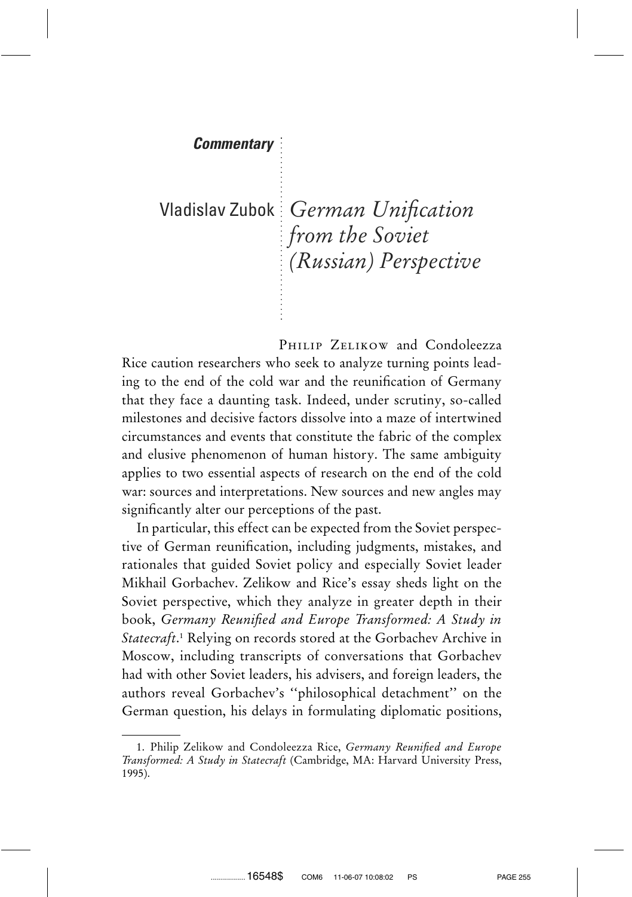**Commentary**

Vladislav Zubok

# *German Unification from the Soviet (Russian) Perspective*

Philip Zelikow and Condoleezza Rice caution researchers who seek to analyze turning points leading to the end of the cold war and the reunification of Germany that they face a daunting task. Indeed, under scrutiny, so-called milestones and decisive factors dissolve into a maze of intertwined circumstances and events that constitute the fabric of the complex and elusive phenomenon of human history. The same ambiguity applies to two essential aspects of research on the end of the cold war: sources and interpretations. New sources and new angles may significantly alter our perceptions of the past.

In particular, this effect can be expected from the Soviet perspective of German reunification, including judgments, mistakes, and rationales that guided Soviet policy and especially Soviet leader Mikhail Gorbachev. Zelikow and Rice's essay sheds light on the Soviet perspective, which they analyze in greater depth in their book, *Germany Reunified and Europe Transformed: A Study in Statecraft*.[1] Relying on records stored at the Gorbachev Archive in Moscow, including transcripts of conversations that Gorbachev had with other Soviet leaders, his advisers, and foreign leaders, the authors reveal Gorbachev's "philosophical detachment" on the German question, his delays in formulating diplomatic positions,

---

1. Philip Zelikow and Condoleezza Rice, *Germany Reunified and Europe Transformed: A Study in Statecraft* (Cambridge, MA: Harvard University Press, 1995).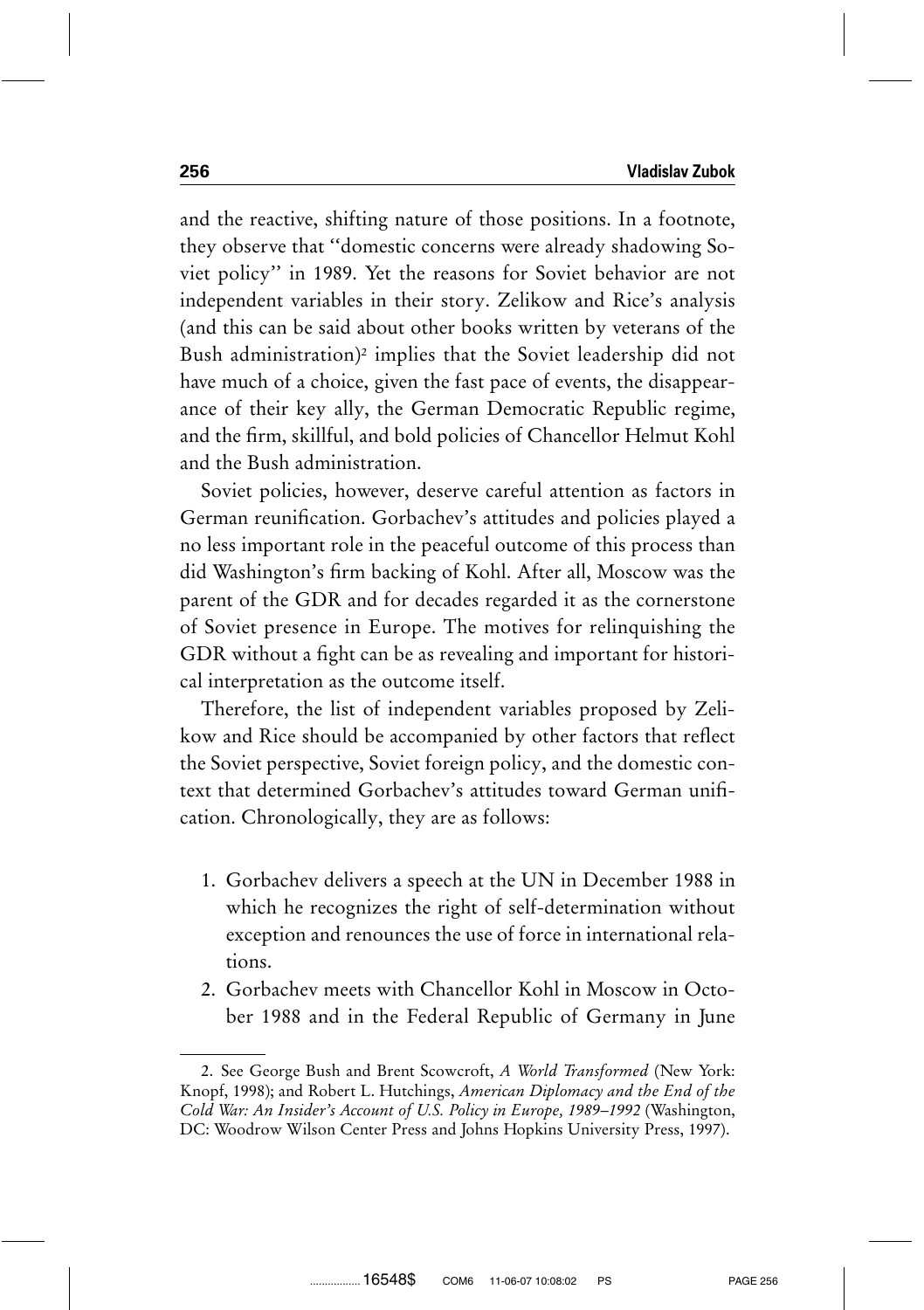and the reactive, shifting nature of those positions. In a footnote, they observe that "domestic concerns were already shadowing Soviet policy" in 1989. Yet the reasons for Soviet behavior are not independent variables in their story. Zelikow and Rice's analysis (and this can be said about other books written by veterans of the Bush administration)[2] implies that the Soviet leadership did not have much of a choice, given the fast pace of events, the disappearance of their key ally, the German Democratic Republic regime, and the firm, skillful, and bold policies of Chancellor Helmut Kohl and the Bush administration.

Soviet policies, however, deserve careful attention as factors in German reunification. Gorbachev's attitudes and policies played a no less important role in the peaceful outcome of this process than did Washington's firm backing of Kohl. After all, Moscow was the parent of the GDR and for decades regarded it as the cornerstone of Soviet presence in Europe. The motives for relinquishing the GDR without a fight can be as revealing and important for historical interpretation as the outcome itself.

Therefore, the list of independent variables proposed by Zelikow and Rice should be accompanied by other factors that reflect the Soviet perspective, Soviet foreign policy, and the domestic context that determined Gorbachev's attitudes toward German unification. Chronologically, they are as follows:

1. Gorbachev delivers a speech at the UN in December 1988 in which he recognizes the right of self-determination without exception and renounces the use of force in international relations.
2. Gorbachev meets with Chancellor Kohl in Moscow in October 1988 and in the Federal Republic of Germany in June

---

2. See George Bush and Brent Scowcroft, *A World Transformed* (New York: Knopf, 1998); and Robert L. Hutchings, *American Diplomacy and the End of the Cold War: An Insider's Account of U.S. Policy in Europe, 1989–1992* (Washington, DC: Woodrow Wilson Center Press and Johns Hopkins University Press, 1997).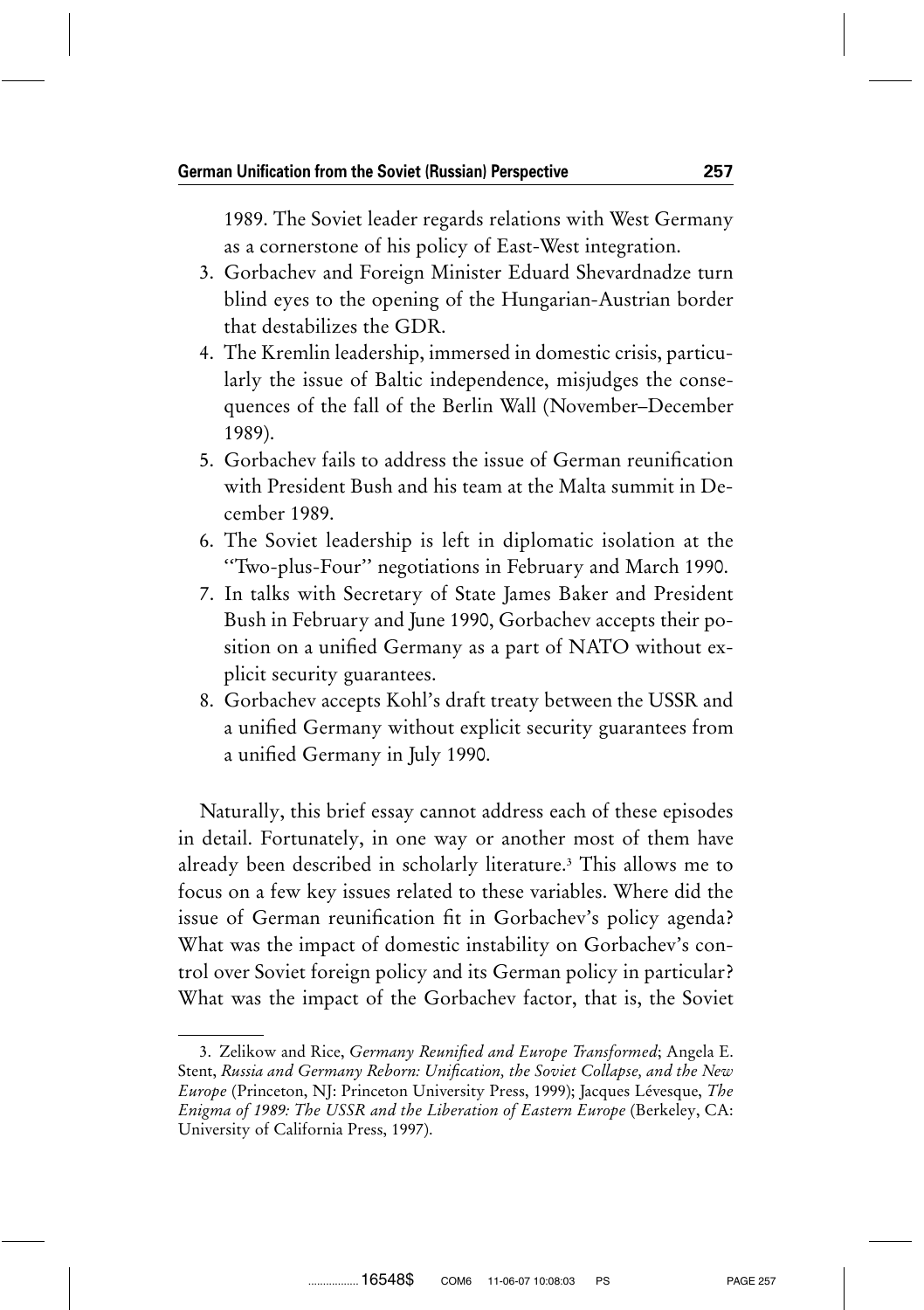1989. The Soviet leader regards relations with West Germany as a cornerstone of his policy of East-West integration.

3. Gorbachev and Foreign Minister Eduard Shevardnadze turn blind eyes to the opening of the Hungarian-Austrian border that destabilizes the GDR.
4. The Kremlin leadership, immersed in domestic crisis, particularly the issue of Baltic independence, misjudges the consequences of the fall of the Berlin Wall (November–December 1989).
5. Gorbachev fails to address the issue of German reunification with President Bush and his team at the Malta summit in December 1989.
6. The Soviet leadership is left in diplomatic isolation at the ''Two-plus-Four'' negotiations in February and March 1990.
7. In talks with Secretary of State James Baker and President Bush in February and June 1990, Gorbachev accepts their position on a unified Germany as a part of NATO without explicit security guarantees.
8. Gorbachev accepts Kohl's draft treaty between the USSR and a unified Germany without explicit security guarantees from a unified Germany in July 1990.

Naturally, this brief essay cannot address each of these episodes in detail. Fortunately, in one way or another most of them have already been described in scholarly literature.[3] This allows me to focus on a few key issues related to these variables. Where did the issue of German reunification fit in Gorbachev's policy agenda? What was the impact of domestic instability on Gorbachev's control over Soviet foreign policy and its German policy in particular? What was the impact of the Gorbachev factor, that is, the Soviet

3. Zelikow and Rice, *Germany Reunified and Europe Transformed*; Angela E. Stent, *Russia and Germany Reborn: Unification, the Soviet Collapse, and the New Europe* (Princeton, NJ: Princeton University Press, 1999); Jacques Lévesque, *The Enigma of 1989: The USSR and the Liberation of Eastern Europe* (Berkeley, CA: University of California Press, 1997).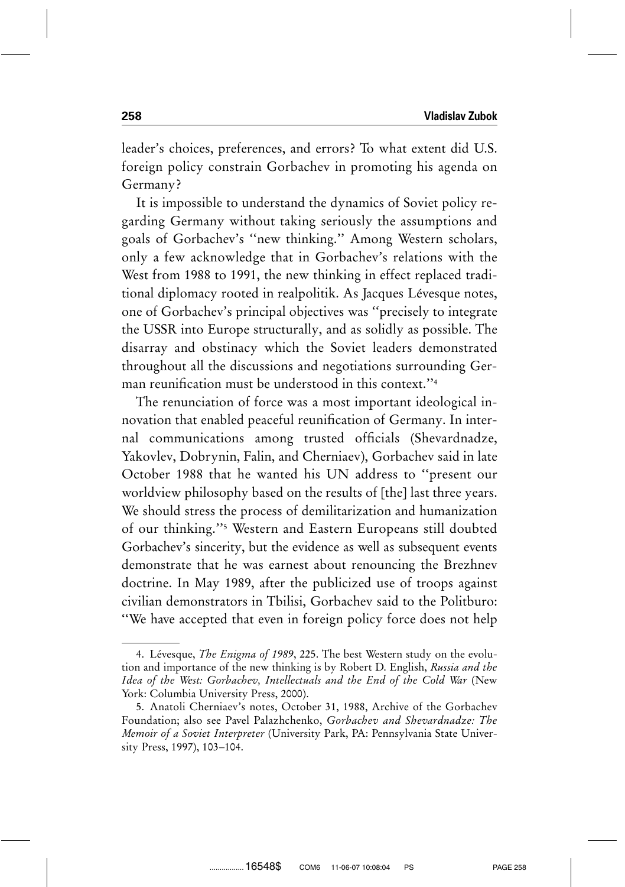leader's choices, preferences, and errors? To what extent did U.S. foreign policy constrain Gorbachev in promoting his agenda on Germany?

It is impossible to understand the dynamics of Soviet policy regarding Germany without taking seriously the assumptions and goals of Gorbachev's "new thinking." Among Western scholars, only a few acknowledge that in Gorbachev's relations with the West from 1988 to 1991, the new thinking in effect replaced traditional diplomacy rooted in realpolitik. As Jacques Lévesque notes, one of Gorbachev's principal objectives was "precisely to integrate the USSR into Europe structurally, and as solidly as possible. The disarray and obstinacy which the Soviet leaders demonstrated throughout all the discussions and negotiations surrounding German reunification must be understood in this context."[4]

The renunciation of force was a most important ideological innovation that enabled peaceful reunification of Germany. In internal communications among trusted officials (Shevardnadze, Yakovlev, Dobrynin, Falin, and Cherniaev), Gorbachev said in late October 1988 that he wanted his UN address to "present our worldview philosophy based on the results of [the] last three years. We should stress the process of demilitarization and humanization of our thinking."[5] Western and Eastern Europeans still doubted Gorbachev's sincerity, but the evidence as well as subsequent events demonstrate that he was earnest about renouncing the Brezhnev doctrine. In May 1989, after the publicized use of troops against civilian demonstrators in Tbilisi, Gorbachev said to the Politburo: "We have accepted that even in foreign policy force does not help

---

4. Lévesque, *The Enigma of 1989*, 225. The best Western study on the evolution and importance of the new thinking is by Robert D. English, *Russia and the Idea of the West: Gorbachev, Intellectuals and the End of the Cold War* (New York: Columbia University Press, 2000).

5. Anatoli Cherniaev's notes, October 31, 1988, Archive of the Gorbachev Foundation; also see Pavel Palazhchenko, *Gorbachev and Shevardnadze: The Memoir of a Soviet Interpreter* (University Park, PA: Pennsylvania State University Press, 1997), 103–104.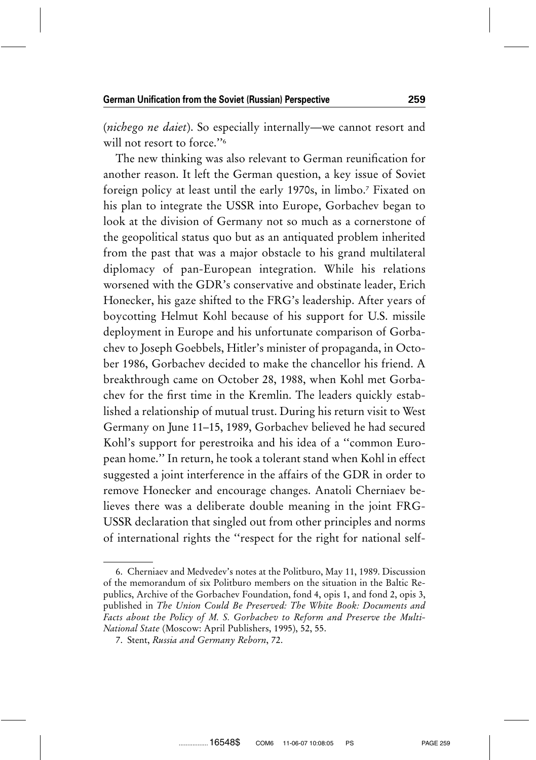(*nichego ne daiet*). So especially internally—we cannot resort and will not resort to force.''[6]

The new thinking was also relevant to German reunification for another reason. It left the German question, a key issue of Soviet foreign policy at least until the early 1970s, in limbo.[7] Fixated on his plan to integrate the USSR into Europe, Gorbachev began to look at the division of Germany not so much as a cornerstone of the geopolitical status quo but as an antiquated problem inherited from the past that was a major obstacle to his grand multilateral diplomacy of pan-European integration. While his relations worsened with the GDR's conservative and obstinate leader, Erich Honecker, his gaze shifted to the FRG's leadership. After years of boycotting Helmut Kohl because of his support for U.S. missile deployment in Europe and his unfortunate comparison of Gorbachev to Joseph Goebbels, Hitler's minister of propaganda, in October 1986, Gorbachev decided to make the chancellor his friend. A breakthrough came on October 28, 1988, when Kohl met Gorbachev for the first time in the Kremlin. The leaders quickly established a relationship of mutual trust. During his return visit to West Germany on June 11–15, 1989, Gorbachev believed he had secured Kohl's support for perestroika and his idea of a ''common European home.'' In return, he took a tolerant stand when Kohl in effect suggested a joint interference in the affairs of the GDR in order to remove Honecker and encourage changes. Anatoli Cherniaev believes there was a deliberate double meaning in the joint FRG-USSR declaration that singled out from other principles and norms of international rights the ''respect for the right for national self-

---

6. Cherniaev and Medvedev's notes at the Politburo, May 11, 1989. Discussion of the memorandum of six Politburo members on the situation in the Baltic Republics, Archive of the Gorbachev Foundation, fond 4, opis 1, and fond 2, opis 3, published in *The Union Could Be Preserved: The White Book: Documents and Facts about the Policy of M. S. Gorbachev to Reform and Preserve the Multi-National State* (Moscow: April Publishers, 1995), 52, 55.

7. Stent, *Russia and Germany Reborn*, 72.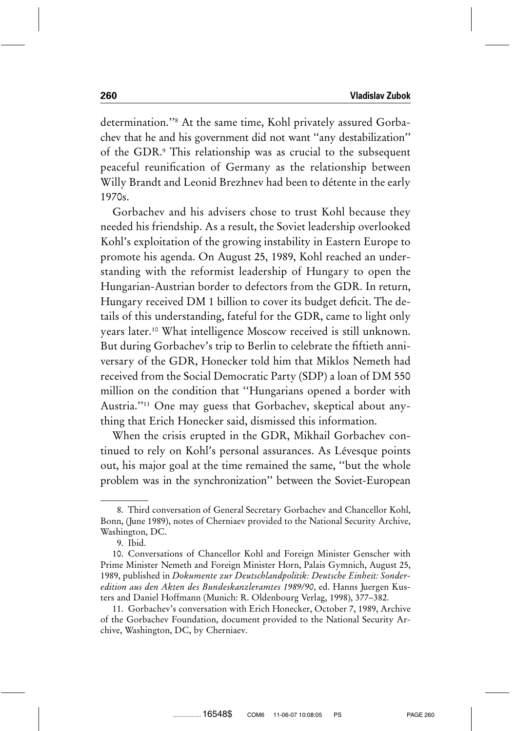determination."[8] At the same time, Kohl privately assured Gorbachev that he and his government did not want "any destabilization" of the GDR.[9] This relationship was as crucial to the subsequent peaceful reunification of Germany as the relationship between Willy Brandt and Leonid Brezhnev had been to détente in the early 1970s.

Gorbachev and his advisers chose to trust Kohl because they needed his friendship. As a result, the Soviet leadership overlooked Kohl's exploitation of the growing instability in Eastern Europe to promote his agenda. On August 25, 1989, Kohl reached an understanding with the reformist leadership of Hungary to open the Hungarian-Austrian border to defectors from the GDR. In return, Hungary received DM 1 billion to cover its budget deficit. The details of this understanding, fateful for the GDR, came to light only years later.[10] What intelligence Moscow received is still unknown. But during Gorbachev's trip to Berlin to celebrate the fiftieth anniversary of the GDR, Honecker told him that Miklos Nemeth had received from the Social Democratic Party (SDP) a loan of DM 550 million on the condition that "Hungarians opened a border with Austria."[11] One may guess that Gorbachev, skeptical about anything that Erich Honecker said, dismissed this information.

When the crisis erupted in the GDR, Mikhail Gorbachev continued to rely on Kohl's personal assurances. As Lévesque points out, his major goal at the time remained the same, "but the whole problem was in the synchronization" between the Soviet-European

---

8. Third conversation of General Secretary Gorbachev and Chancellor Kohl, Bonn, (June 1989), notes of Cherniaev provided to the National Security Archive, Washington, DC.

9. Ibid.

10. Conversations of Chancellor Kohl and Foreign Minister Genscher with Prime Minister Nemeth and Foreign Minister Horn, Palais Gymnich, August 25, 1989, published in *Dokumente zur Deutschlandpolitik: Deutsche Einheit: Sonderedition aus den Akten des Bundeskanzleramtes 1989/90*, ed. Hanns Juergen Kusters and Daniel Hoffmann (Munich: R. Oldenbourg Verlag, 1998), 377–382.

11. Gorbachev's conversation with Erich Honecker, October 7, 1989, Archive of the Gorbachev Foundation, document provided to the National Security Archive, Washington, DC, by Cherniaev.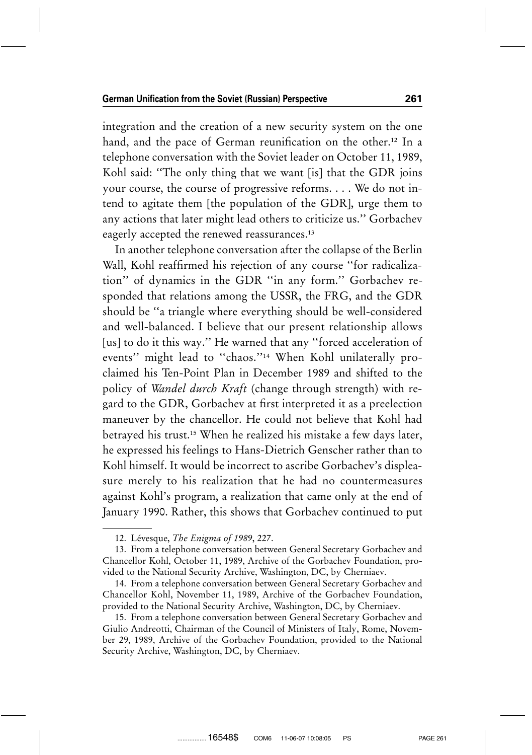integration and the creation of a new security system on the one hand, and the pace of German reunification on the other.[12] In a telephone conversation with the Soviet leader on October 11, 1989, Kohl said: ''The only thing that we want [is] that the GDR joins your course, the course of progressive reforms. . . . We do not intend to agitate them [the population of the GDR], urge them to any actions that later might lead others to criticize us.'' Gorbachev eagerly accepted the renewed reassurances.[13]

In another telephone conversation after the collapse of the Berlin Wall, Kohl reaffirmed his rejection of any course ''for radicalization'' of dynamics in the GDR ''in any form.'' Gorbachev responded that relations among the USSR, the FRG, and the GDR should be ''a triangle where everything should be well-considered and well-balanced. I believe that our present relationship allows [us] to do it this way.'' He warned that any ''forced acceleration of events'' might lead to ''chaos.''[14] When Kohl unilaterally proclaimed his Ten-Point Plan in December 1989 and shifted to the policy of *Wandel durch Kraft* (change through strength) with regard to the GDR, Gorbachev at first interpreted it as a preelection maneuver by the chancellor. He could not believe that Kohl had betrayed his trust.[15] When he realized his mistake a few days later, he expressed his feelings to Hans-Dietrich Genscher rather than to Kohl himself. It would be incorrect to ascribe Gorbachev's displeasure merely to his realization that he had no countermeasures against Kohl's program, a realization that came only at the end of January 1990. Rather, this shows that Gorbachev continued to put

12. Lévesque, *The Enigma of 1989*, 227.

13. From a telephone conversation between General Secretary Gorbachev and Chancellor Kohl, October 11, 1989, Archive of the Gorbachev Foundation, provided to the National Security Archive, Washington, DC, by Cherniaev.

14. From a telephone conversation between General Secretary Gorbachev and Chancellor Kohl, November 11, 1989, Archive of the Gorbachev Foundation, provided to the National Security Archive, Washington, DC, by Cherniaev.

15. From a telephone conversation between General Secretary Gorbachev and Giulio Andreotti, Chairman of the Council of Ministers of Italy, Rome, November 29, 1989, Archive of the Gorbachev Foundation, provided to the National Security Archive, Washington, DC, by Cherniaev.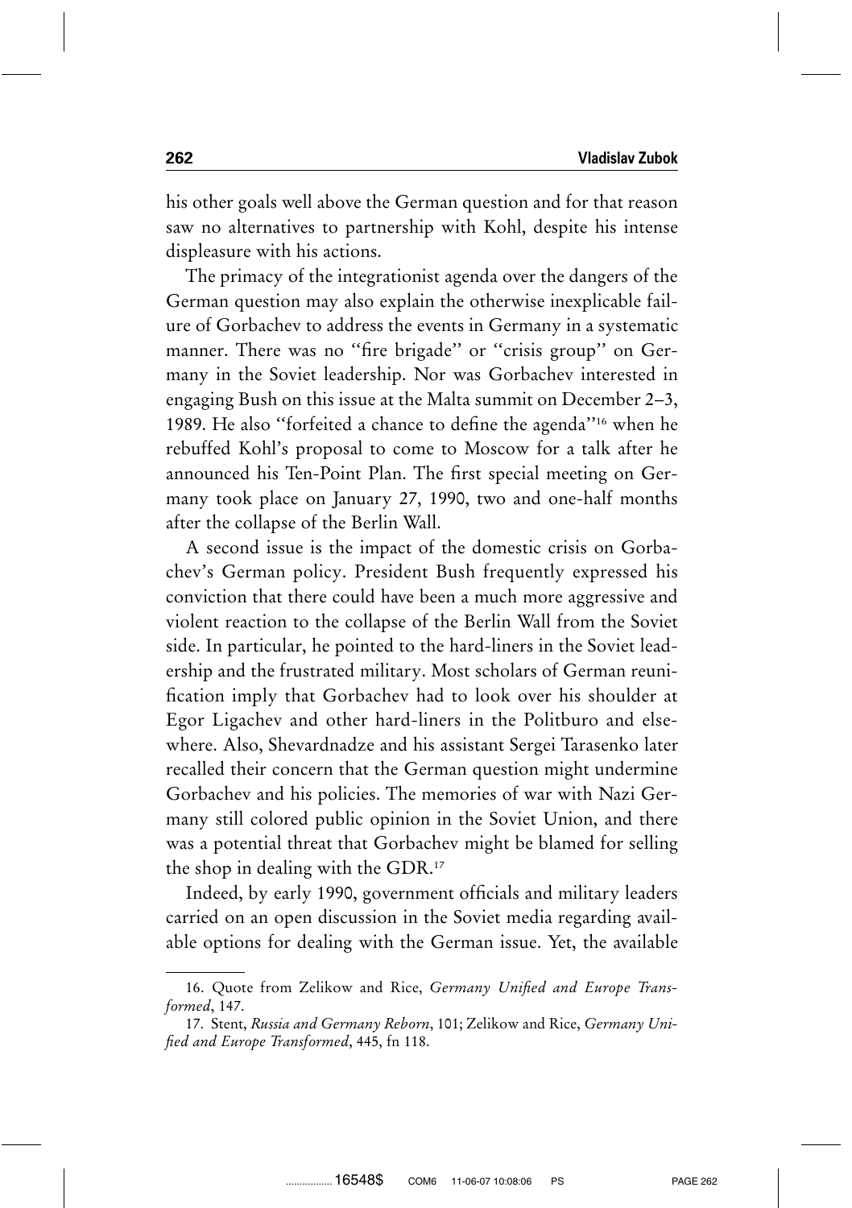his other goals well above the German question and for that reason saw no alternatives to partnership with Kohl, despite his intense displeasure with his actions.

The primacy of the integrationist agenda over the dangers of the German question may also explain the otherwise inexplicable failure of Gorbachev to address the events in Germany in a systematic manner. There was no ''fire brigade'' or ''crisis group'' on Germany in the Soviet leadership. Nor was Gorbachev interested in engaging Bush on this issue at the Malta summit on December 2–3, 1989. He also ''forfeited a chance to define the agenda''[16] when he rebuffed Kohl's proposal to come to Moscow for a talk after he announced his Ten-Point Plan. The first special meeting on Germany took place on January 27, 1990, two and one-half months after the collapse of the Berlin Wall.

A second issue is the impact of the domestic crisis on Gorbachev's German policy. President Bush frequently expressed his conviction that there could have been a much more aggressive and violent reaction to the collapse of the Berlin Wall from the Soviet side. In particular, he pointed to the hard-liners in the Soviet leadership and the frustrated military. Most scholars of German reunification imply that Gorbachev had to look over his shoulder at Egor Ligachev and other hard-liners in the Politburo and elsewhere. Also, Shevardnadze and his assistant Sergei Tarasenko later recalled their concern that the German question might undermine Gorbachev and his policies. The memories of war with Nazi Germany still colored public opinion in the Soviet Union, and there was a potential threat that Gorbachev might be blamed for selling the shop in dealing with the GDR.[17]

Indeed, by early 1990, government officials and military leaders carried on an open discussion in the Soviet media regarding available options for dealing with the German issue. Yet, the available

16. Quote from Zelikow and Rice, *Germany Unified and Europe Transformed*, 147.

17. Stent, *Russia and Germany Reborn*, 101; Zelikow and Rice, *Germany Unified and Europe Transformed*, 445, fn 118.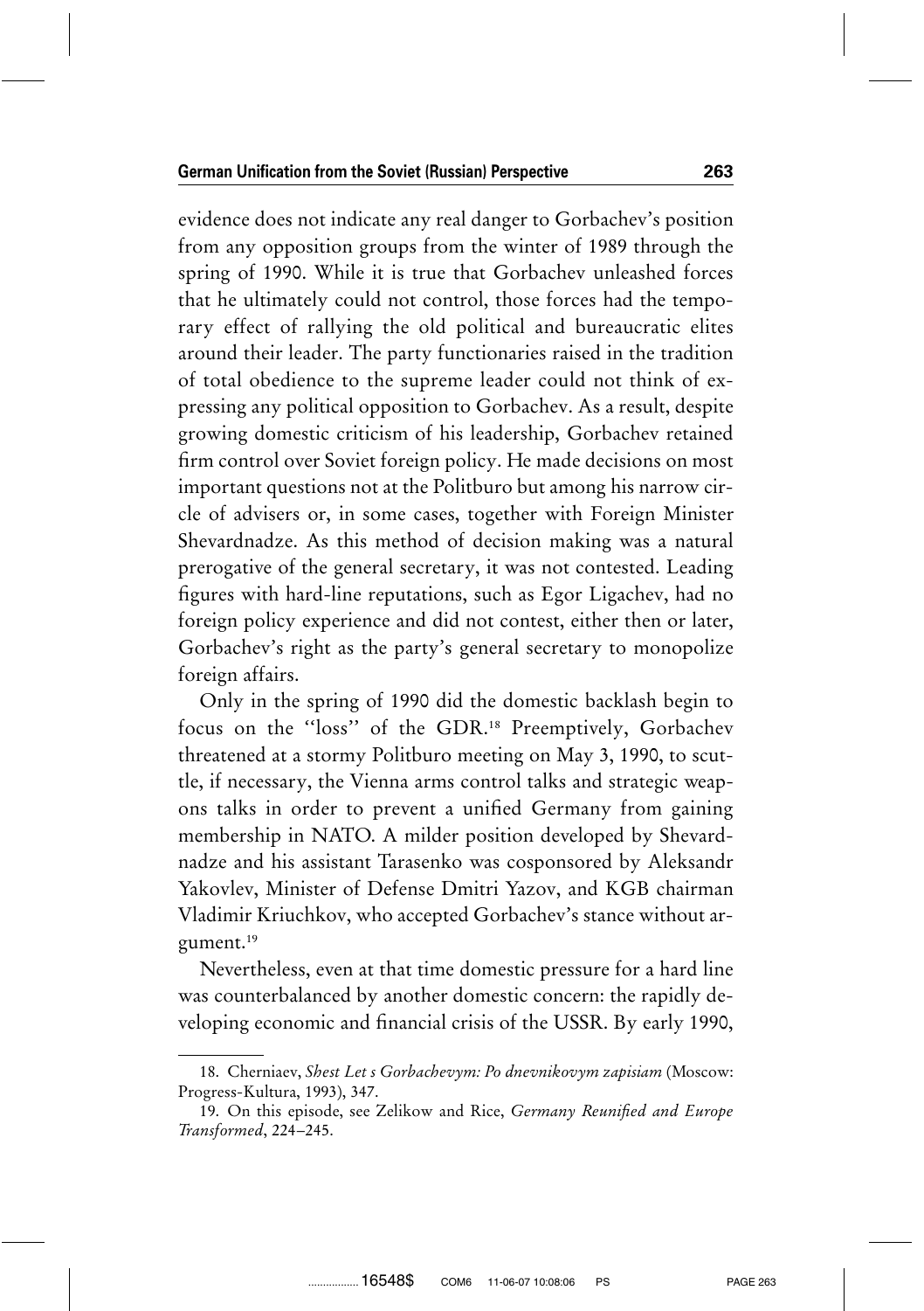evidence does not indicate any real danger to Gorbachev's position from any opposition groups from the winter of 1989 through the spring of 1990. While it is true that Gorbachev unleashed forces that he ultimately could not control, those forces had the temporary effect of rallying the old political and bureaucratic elites around their leader. The party functionaries raised in the tradition of total obedience to the supreme leader could not think of expressing any political opposition to Gorbachev. As a result, despite growing domestic criticism of his leadership, Gorbachev retained firm control over Soviet foreign policy. He made decisions on most important questions not at the Politburo but among his narrow circle of advisers or, in some cases, together with Foreign Minister Shevardnadze. As this method of decision making was a natural prerogative of the general secretary, it was not contested. Leading figures with hard-line reputations, such as Egor Ligachev, had no foreign policy experience and did not contest, either then or later, Gorbachev's right as the party's general secretary to monopolize foreign affairs.

Only in the spring of 1990 did the domestic backlash begin to focus on the "loss" of the GDR.[18] Preemptively, Gorbachev threatened at a stormy Politburo meeting on May 3, 1990, to scuttle, if necessary, the Vienna arms control talks and strategic weapons talks in order to prevent a unified Germany from gaining membership in NATO. A milder position developed by Shevardnadze and his assistant Tarasenko was cosponsored by Aleksandr Yakovlev, Minister of Defense Dmitri Yazov, and KGB chairman Vladimir Kriuchkov, who accepted Gorbachev's stance without argument.[19]

Nevertheless, even at that time domestic pressure for a hard line was counterbalanced by another domestic concern: the rapidly developing economic and financial crisis of the USSR. By early 1990,

18. Cherniaev, *Shest Let s Gorbachevym: Po dnevnikovym zapisiam* (Moscow: Progress-Kultura, 1993), 347.

19. On this episode, see Zelikow and Rice, *Germany Reunified and Europe Transformed*, 224–245.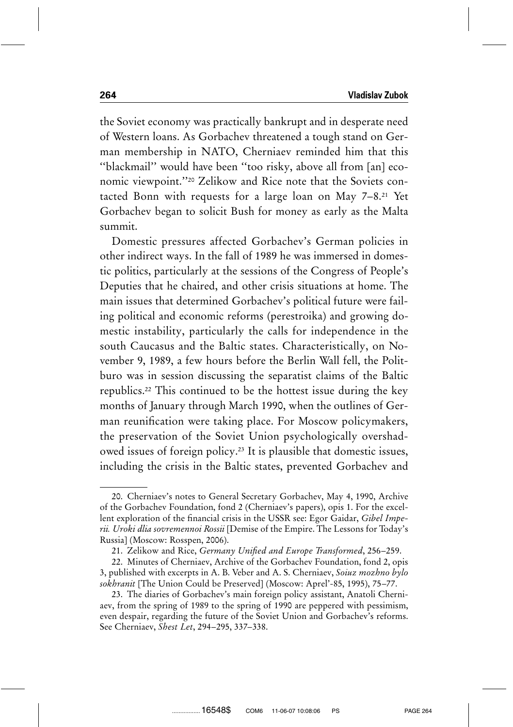the Soviet economy was practically bankrupt and in desperate need of Western loans. As Gorbachev threatened a tough stand on German membership in NATO, Cherniaev reminded him that this "blackmail" would have been "too risky, above all from [an] economic viewpoint."[20] Zelikow and Rice note that the Soviets contacted Bonn with requests for a large loan on May 7–8.[21] Yet Gorbachev began to solicit Bush for money as early as the Malta summit.

Domestic pressures affected Gorbachev's German policies in other indirect ways. In the fall of 1989 he was immersed in domestic politics, particularly at the sessions of the Congress of People's Deputies that he chaired, and other crisis situations at home. The main issues that determined Gorbachev's political future were failing political and economic reforms (perestroika) and growing domestic instability, particularly the calls for independence in the south Caucasus and the Baltic states. Characteristically, on November 9, 1989, a few hours before the Berlin Wall fell, the Politburo was in session discussing the separatist claims of the Baltic republics.[22] This continued to be the hottest issue during the key months of January through March 1990, when the outlines of German reunification were taking place. For Moscow policymakers, the preservation of the Soviet Union psychologically overshadowed issues of foreign policy.[23] It is plausible that domestic issues, including the crisis in the Baltic states, prevented Gorbachev and

---

20. Cherniaev's notes to General Secretary Gorbachev, May 4, 1990, Archive of the Gorbachev Foundation, fond 2 (Cherniaev's papers), opis 1. For the excellent exploration of the financial crisis in the USSR see: Egor Gaidar, *Gibel Imperii. Uroki dlia sovremennoi Rossii* [Demise of the Empire. The Lessons for Today's Russia] (Moscow: Rosspen, 2006).

21. Zelikow and Rice, *Germany Unified and Europe Transformed*, 256–259.

22. Minutes of Cherniaev, Archive of the Gorbachev Foundation, fond 2, opis 3, published with excerpts in A. B. Veber and A. S. Cherniaev, *Soiuz mozhno bylo sokhranit* [The Union Could be Preserved] (Moscow: Aprel'-85, 1995), 75–77.

23. The diaries of Gorbachev's main foreign policy assistant, Anatoli Cherniaev, from the spring of 1989 to the spring of 1990 are peppered with pessimism, even despair, regarding the future of the Soviet Union and Gorbachev's reforms. See Cherniaev, *Shest Let*, 294–295, 337–338.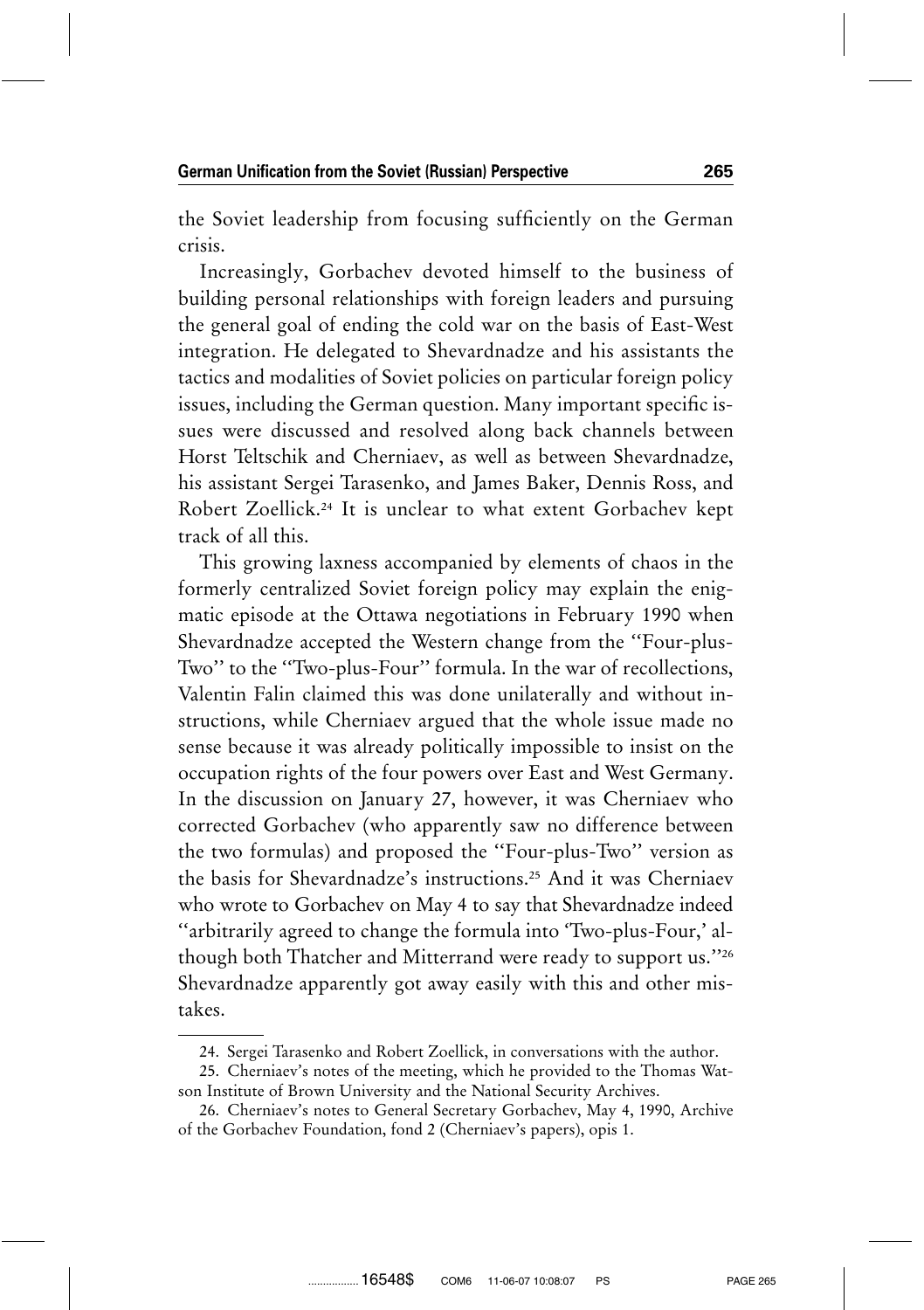the Soviet leadership from focusing sufficiently on the German crisis.

Increasingly, Gorbachev devoted himself to the business of building personal relationships with foreign leaders and pursuing the general goal of ending the cold war on the basis of East-West integration. He delegated to Shevardnadze and his assistants the tactics and modalities of Soviet policies on particular foreign policy issues, including the German question. Many important specific issues were discussed and resolved along back channels between Horst Teltschik and Cherniaev, as well as between Shevardnadze, his assistant Sergei Tarasenko, and James Baker, Dennis Ross, and Robert Zoellick.[24] It is unclear to what extent Gorbachev kept track of all this.

This growing laxness accompanied by elements of chaos in the formerly centralized Soviet foreign policy may explain the enigmatic episode at the Ottawa negotiations in February 1990 when Shevardnadze accepted the Western change from the "Four-plus-Two" to the "Two-plus-Four" formula. In the war of recollections, Valentin Falin claimed this was done unilaterally and without instructions, while Cherniaev argued that the whole issue made no sense because it was already politically impossible to insist on the occupation rights of the four powers over East and West Germany. In the discussion on January 27, however, it was Cherniaev who corrected Gorbachev (who apparently saw no difference between the two formulas) and proposed the "Four-plus-Two" version as the basis for Shevardnadze's instructions.[25] And it was Cherniaev who wrote to Gorbachev on May 4 to say that Shevardnadze indeed "arbitrarily agreed to change the formula into 'Two-plus-Four,' although both Thatcher and Mitterrand were ready to support us."[26] Shevardnadze apparently got away easily with this and other mistakes.

---

24. Sergei Tarasenko and Robert Zoellick, in conversations with the author.

25. Cherniaev's notes of the meeting, which he provided to the Thomas Watson Institute of Brown University and the National Security Archives.

26. Cherniaev's notes to General Secretary Gorbachev, May 4, 1990, Archive of the Gorbachev Foundation, fond 2 (Cherniaev's papers), opis 1.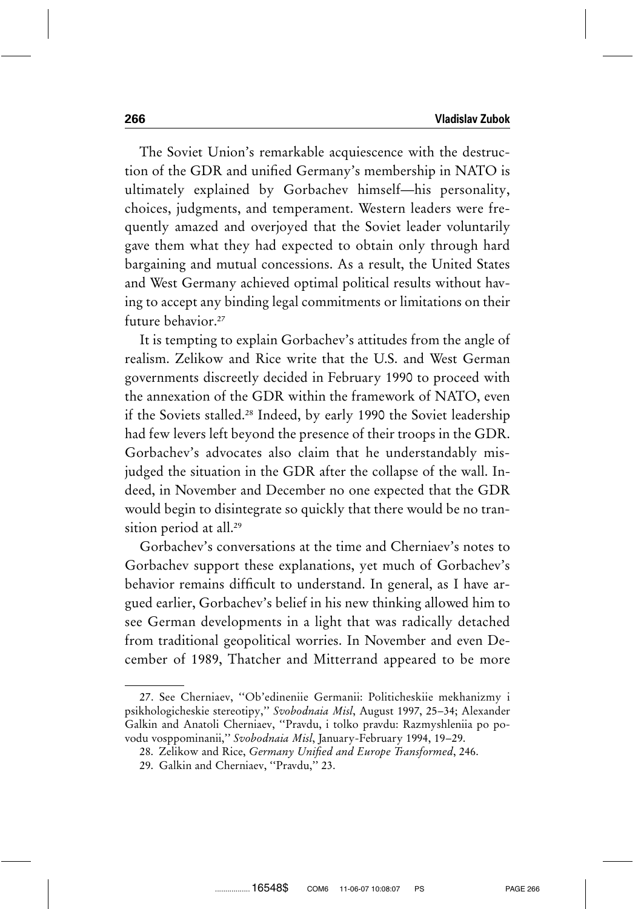The Soviet Union's remarkable acquiescence with the destruction of the GDR and unified Germany's membership in NATO is ultimately explained by Gorbachev himself—his personality, choices, judgments, and temperament. Western leaders were frequently amazed and overjoyed that the Soviet leader voluntarily gave them what they had expected to obtain only through hard bargaining and mutual concessions. As a result, the United States and West Germany achieved optimal political results without having to accept any binding legal commitments or limitations on their future behavior.[27]

It is tempting to explain Gorbachev's attitudes from the angle of realism. Zelikow and Rice write that the U.S. and West German governments discreetly decided in February 1990 to proceed with the annexation of the GDR within the framework of NATO, even if the Soviets stalled.[28] Indeed, by early 1990 the Soviet leadership had few levers left beyond the presence of their troops in the GDR. Gorbachev's advocates also claim that he understandably misjudged the situation in the GDR after the collapse of the wall. Indeed, in November and December no one expected that the GDR would begin to disintegrate so quickly that there would be no transition period at all.[29]

Gorbachev's conversations at the time and Cherniaev's notes to Gorbachev support these explanations, yet much of Gorbachev's behavior remains difficult to understand. In general, as I have argued earlier, Gorbachev's belief in his new thinking allowed him to see German developments in a light that was radically detached from traditional geopolitical worries. In November and even December of 1989, Thatcher and Mitterrand appeared to be more

27. See Cherniaev, "Ob'edineniie Germanii: Politicheskiie mekhanizmy i psikhologicheskie stereotipy," *Svobodnaia Misl*, August 1997, 25–34; Alexander Galkin and Anatoli Cherniaev, "Pravdu, i tolko pravdu: Razmyshleniia po povodu vosppominanii," *Svobodnaia Misl*, January-February 1994, 19–29.

28. Zelikow and Rice, *Germany Unified and Europe Transformed*, 246.

29. Galkin and Cherniaev, "Pravdu," 23.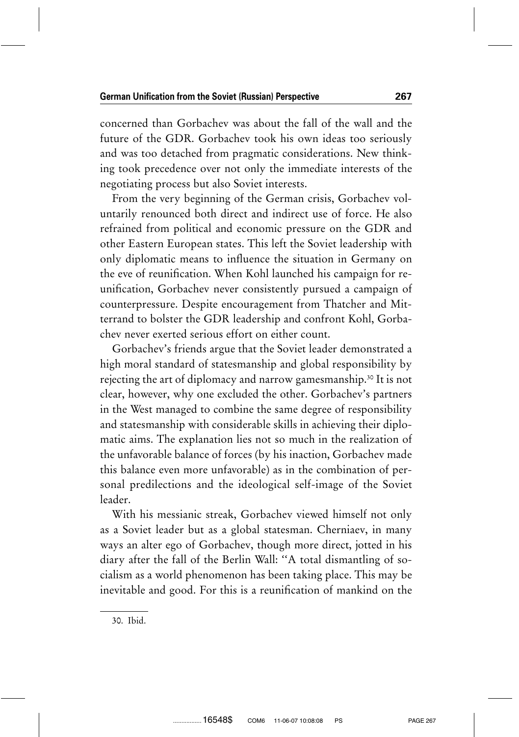concerned than Gorbachev was about the fall of the wall and the future of the GDR. Gorbachev took his own ideas too seriously and was too detached from pragmatic considerations. New thinking took precedence over not only the immediate interests of the negotiating process but also Soviet interests.

From the very beginning of the German crisis, Gorbachev voluntarily renounced both direct and indirect use of force. He also refrained from political and economic pressure on the GDR and other Eastern European states. This left the Soviet leadership with only diplomatic means to influence the situation in Germany on the eve of reunification. When Kohl launched his campaign for reunification, Gorbachev never consistently pursued a campaign of counterpressure. Despite encouragement from Thatcher and Mitterrand to bolster the GDR leadership and confront Kohl, Gorbachev never exerted serious effort on either count.

Gorbachev's friends argue that the Soviet leader demonstrated a high moral standard of statesmanship and global responsibility by rejecting the art of diplomacy and narrow gamesmanship.[30] It is not clear, however, why one excluded the other. Gorbachev's partners in the West managed to combine the same degree of responsibility and statesmanship with considerable skills in achieving their diplomatic aims. The explanation lies not so much in the realization of the unfavorable balance of forces (by his inaction, Gorbachev made this balance even more unfavorable) as in the combination of personal predilections and the ideological self-image of the Soviet leader.

With his messianic streak, Gorbachev viewed himself not only as a Soviet leader but as a global statesman. Cherniaev, in many ways an alter ego of Gorbachev, though more direct, jotted in his diary after the fall of the Berlin Wall: "A total dismantling of socialism as a world phenomenon has been taking place. This may be inevitable and good. For this is a reunification of mankind on the

30. Ibid.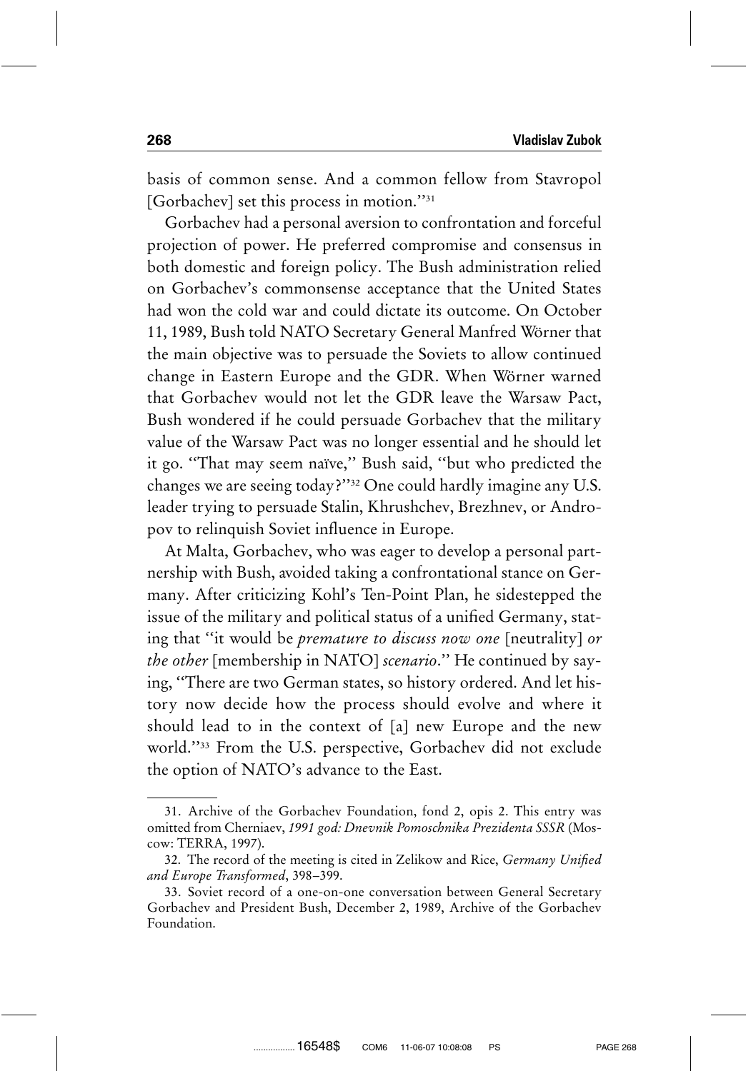basis of common sense. And a common fellow from Stavropol [Gorbachev] set this process in motion.''[31]

Gorbachev had a personal aversion to confrontation and forceful projection of power. He preferred compromise and consensus in both domestic and foreign policy. The Bush administration relied on Gorbachev's commonsense acceptance that the United States had won the cold war and could dictate its outcome. On October 11, 1989, Bush told NATO Secretary General Manfred Wörner that the main objective was to persuade the Soviets to allow continued change in Eastern Europe and the GDR. When Wörner warned that Gorbachev would not let the GDR leave the Warsaw Pact, Bush wondered if he could persuade Gorbachev that the military value of the Warsaw Pact was no longer essential and he should let it go. ''That may seem naïve,'' Bush said, ''but who predicted the changes we are seeing today?''[32] One could hardly imagine any U.S. leader trying to persuade Stalin, Khrushchev, Brezhnev, or Andropov to relinquish Soviet influence in Europe.

At Malta, Gorbachev, who was eager to develop a personal partnership with Bush, avoided taking a confrontational stance on Germany. After criticizing Kohl's Ten-Point Plan, he sidestepped the issue of the military and political status of a unified Germany, stating that ''it would be *premature to discuss now one* [neutrality] *or the other* [membership in NATO] *scenario*.'' He continued by saying, ''There are two German states, so history ordered. And let history now decide how the process should evolve and where it should lead to in the context of [a] new Europe and the new world.''[33] From the U.S. perspective, Gorbachev did not exclude the option of NATO's advance to the East.

---

31. Archive of the Gorbachev Foundation, fond 2, opis 2. This entry was omitted from Cherniaev, *1991 god: Dnevnik Pomoschnika Prezidenta SSSR* (Moscow: TERRA, 1997).

32. The record of the meeting is cited in Zelikow and Rice, *Germany Unified and Europe Transformed*, 398–399.

33. Soviet record of a one-on-one conversation between General Secretary Gorbachev and President Bush, December 2, 1989, Archive of the Gorbachev Foundation.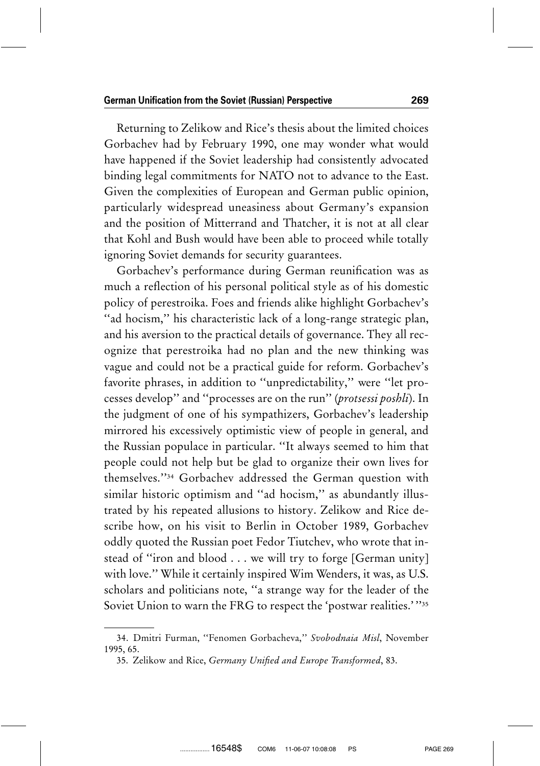Returning to Zelikow and Rice's thesis about the limited choices Gorbachev had by February 1990, one may wonder what would have happened if the Soviet leadership had consistently advocated binding legal commitments for NATO not to advance to the East. Given the complexities of European and German public opinion, particularly widespread uneasiness about Germany's expansion and the position of Mitterrand and Thatcher, it is not at all clear that Kohl and Bush would have been able to proceed while totally ignoring Soviet demands for security guarantees.

Gorbachev's performance during German reunification was as much a reflection of his personal political style as of his domestic policy of perestroika. Foes and friends alike highlight Gorbachev's "ad hocism," his characteristic lack of a long-range strategic plan, and his aversion to the practical details of governance. They all recognize that perestroika had no plan and the new thinking was vague and could not be a practical guide for reform. Gorbachev's favorite phrases, in addition to "unpredictability," were "let processes develop" and "processes are on the run" (*protsessi poshli*). In the judgment of one of his sympathizers, Gorbachev's leadership mirrored his excessively optimistic view of people in general, and the Russian populace in particular. "It always seemed to him that people could not help but be glad to organize their own lives for themselves."[34] Gorbachev addressed the German question with similar historic optimism and "ad hocism," as abundantly illustrated by his repeated allusions to history. Zelikow and Rice describe how, on his visit to Berlin in October 1989, Gorbachev oddly quoted the Russian poet Fedor Tiutchev, who wrote that instead of "iron and blood . . . we will try to forge [German unity] with love." While it certainly inspired Wim Wenders, it was, as U.S. scholars and politicians note, "a strange way for the leader of the Soviet Union to warn the FRG to respect the 'postwar realities.'"[35]

---

34. Dmitri Furman, "Fenomen Gorbacheva," *Svobodnaia Misl*, November 1995, 65.

35. Zelikow and Rice, *Germany Unified and Europe Transformed*, 83.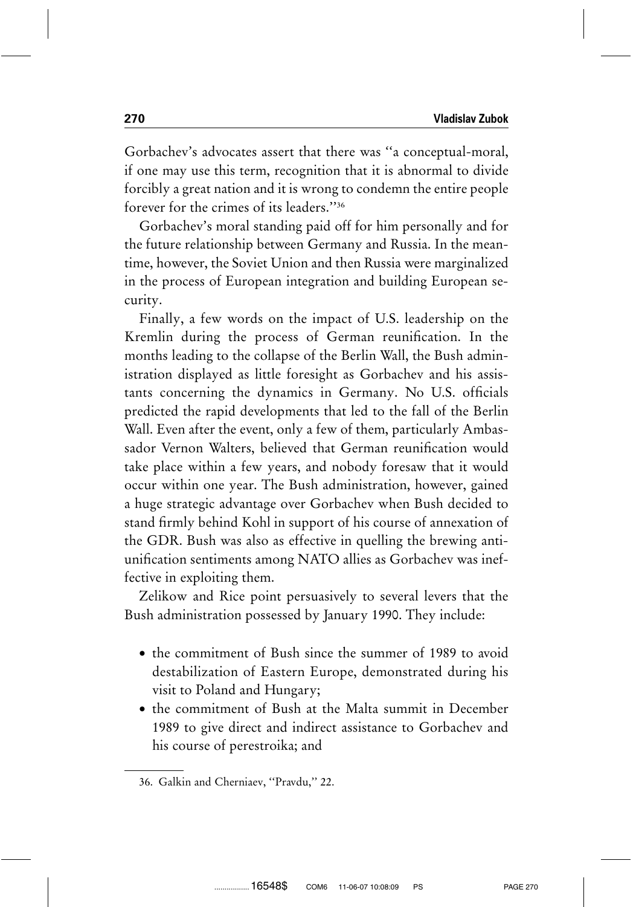Gorbachev's advocates assert that there was "a conceptual-moral, if one may use this term, recognition that it is abnormal to divide forcibly a great nation and it is wrong to condemn the entire people forever for the crimes of its leaders."[36]

Gorbachev's moral standing paid off for him personally and for the future relationship between Germany and Russia. In the meantime, however, the Soviet Union and then Russia were marginalized in the process of European integration and building European security.

Finally, a few words on the impact of U.S. leadership on the Kremlin during the process of German reunification. In the months leading to the collapse of the Berlin Wall, the Bush administration displayed as little foresight as Gorbachev and his assistants concerning the dynamics in Germany. No U.S. officials predicted the rapid developments that led to the fall of the Berlin Wall. Even after the event, only a few of them, particularly Ambassador Vernon Walters, believed that German reunification would take place within a few years, and nobody foresaw that it would occur within one year. The Bush administration, however, gained a huge strategic advantage over Gorbachev when Bush decided to stand firmly behind Kohl in support of his course of annexation of the GDR. Bush was also as effective in quelling the brewing anti-unification sentiments among NATO allies as Gorbachev was ineffective in exploiting them.

Zelikow and Rice point persuasively to several levers that the Bush administration possessed by January 1990. They include:

- the commitment of Bush since the summer of 1989 to avoid destabilization of Eastern Europe, demonstrated during his visit to Poland and Hungary;
- the commitment of Bush at the Malta summit in December 1989 to give direct and indirect assistance to Gorbachev and his course of perestroika; and

36. Galkin and Cherniaev, "Pravdu," 22.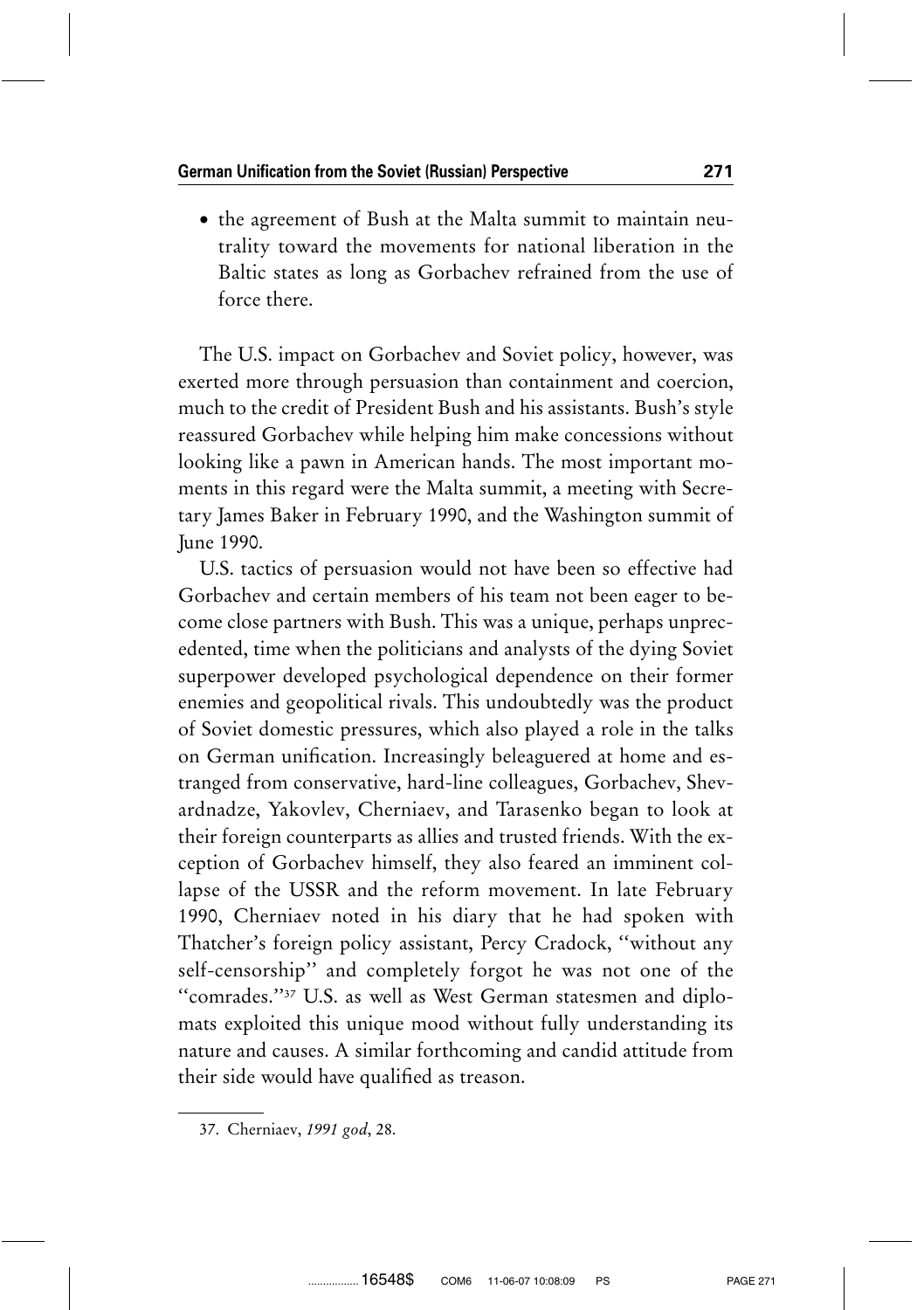- the agreement of Bush at the Malta summit to maintain neutrality toward the movements for national liberation in the Baltic states as long as Gorbachev refrained from the use of force there.

The U.S. impact on Gorbachev and Soviet policy, however, was exerted more through persuasion than containment and coercion, much to the credit of President Bush and his assistants. Bush's style reassured Gorbachev while helping him make concessions without looking like a pawn in American hands. The most important moments in this regard were the Malta summit, a meeting with Secretary James Baker in February 1990, and the Washington summit of June 1990.

U.S. tactics of persuasion would not have been so effective had Gorbachev and certain members of his team not been eager to become close partners with Bush. This was a unique, perhaps unprecedented, time when the politicians and analysts of the dying Soviet superpower developed psychological dependence on their former enemies and geopolitical rivals. This undoubtedly was the product of Soviet domestic pressures, which also played a role in the talks on German unification. Increasingly beleaguered at home and estranged from conservative, hard-line colleagues, Gorbachev, Shevardnadze, Yakovlev, Cherniaev, and Tarasenko began to look at their foreign counterparts as allies and trusted friends. With the exception of Gorbachev himself, they also feared an imminent collapse of the USSR and the reform movement. In late February 1990, Cherniaev noted in his diary that he had spoken with Thatcher's foreign policy assistant, Percy Cradock, "without any self-censorship" and completely forgot he was not one of the "comrades."[37] U.S. as well as West German statesmen and diplomats exploited this unique mood without fully understanding its nature and causes. A similar forthcoming and candid attitude from their side would have qualified as treason.

---

37. Cherniaev, *1991 god*, 28.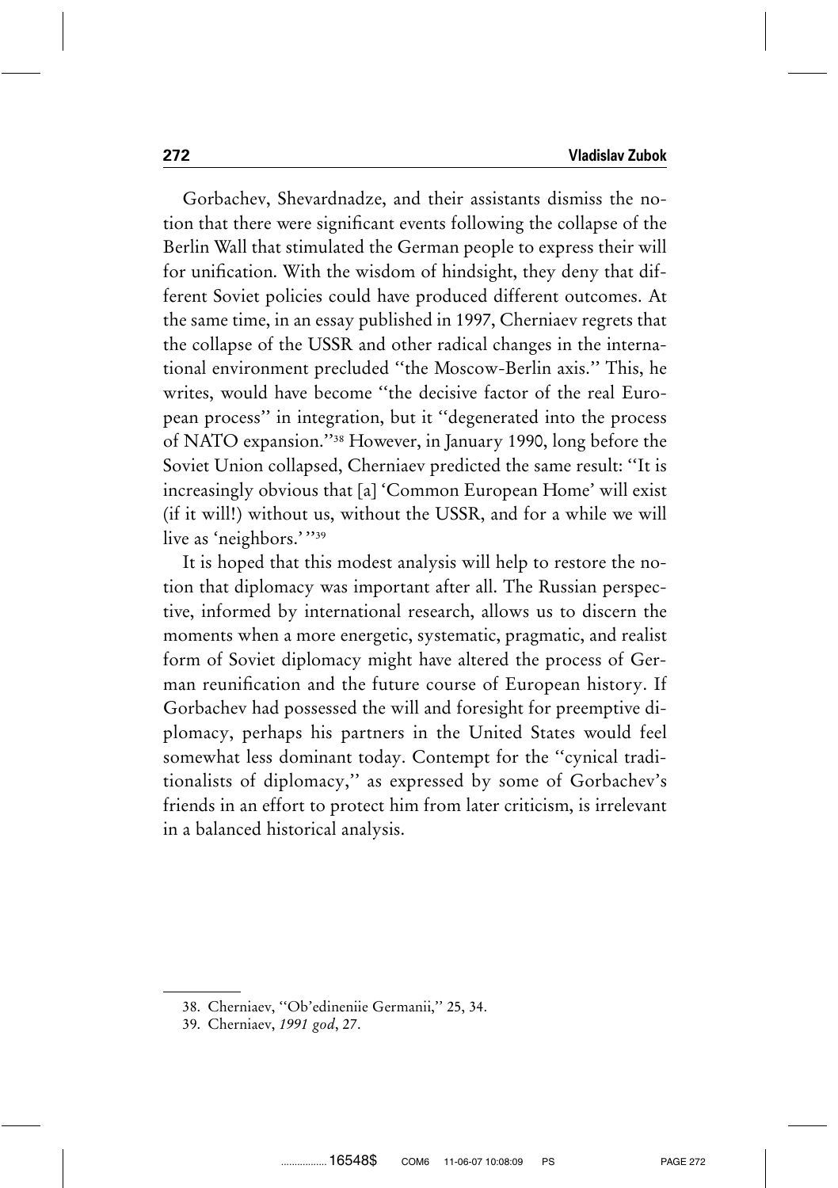Gorbachev, Shevardnadze, and their assistants dismiss the notion that there were significant events following the collapse of the Berlin Wall that stimulated the German people to express their will for unification. With the wisdom of hindsight, they deny that different Soviet policies could have produced different outcomes. At the same time, in an essay published in 1997, Cherniaev regrets that the collapse of the USSR and other radical changes in the international environment precluded ''the Moscow-Berlin axis.'' This, he writes, would have become ''the decisive factor of the real European process'' in integration, but it ''degenerated into the process of NATO expansion.''[38] However, in January 1990, long before the Soviet Union collapsed, Cherniaev predicted the same result: ''It is increasingly obvious that [a] 'Common European Home' will exist (if it will!) without us, without the USSR, and for a while we will live as 'neighbors.' ''[39]

It is hoped that this modest analysis will help to restore the notion that diplomacy was important after all. The Russian perspective, informed by international research, allows us to discern the moments when a more energetic, systematic, pragmatic, and realist form of Soviet diplomacy might have altered the process of German reunification and the future course of European history. If Gorbachev had possessed the will and foresight for preemptive diplomacy, perhaps his partners in the United States would feel somewhat less dominant today. Contempt for the ''cynical traditionalists of diplomacy,'' as expressed by some of Gorbachev's friends in an effort to protect him from later criticism, is irrelevant in a balanced historical analysis.

38. Cherniaev, ''Ob'edineniie Germanii,'' 25, 34.

39. Cherniaev, *1991 god*, 27.